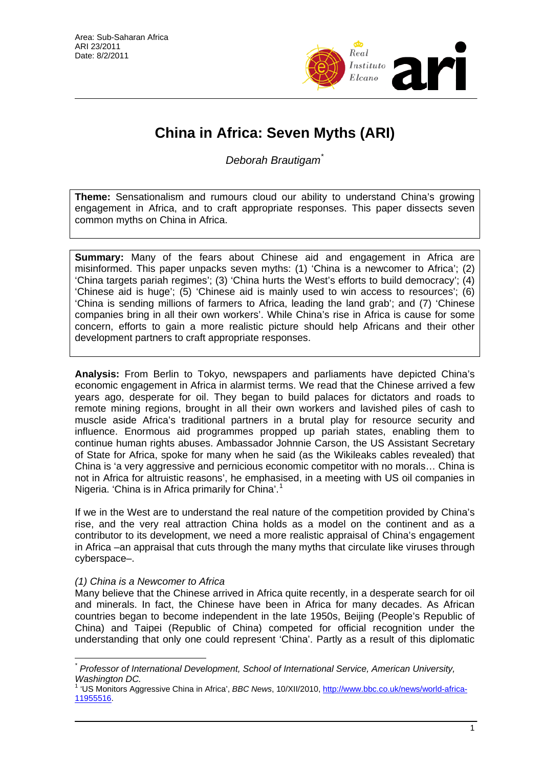Area: Sub-Saharan Africa
ARI 23/2011
Date: 8/2/2011

# China in Africa: Seven Myths (ARI)

*Deborah Brautigam*[*]

**Theme:** Sensationalism and rumours cloud our ability to understand China's growing engagement in Africa, and to craft appropriate responses. This paper dissects seven common myths on China in Africa.

**Summary:** Many of the fears about Chinese aid and engagement in Africa are misinformed. This paper unpacks seven myths: (1) 'China is a newcomer to Africa'; (2) 'China targets pariah regimes'; (3) 'China hurts the West's efforts to build democracy'; (4) 'Chinese aid is huge'; (5) 'Chinese aid is mainly used to win access to resources'; (6) 'China is sending millions of farmers to Africa, leading the land grab'; and (7) 'Chinese companies bring in all their own workers'. While China's rise in Africa is cause for some concern, efforts to gain a more realistic picture should help Africans and their other development partners to craft appropriate responses.

**Analysis:** From Berlin to Tokyo, newspapers and parliaments have depicted China's economic engagement in Africa in alarmist terms. We read that the Chinese arrived a few years ago, desperate for oil. They began to build palaces for dictators and roads to remote mining regions, brought in all their own workers and lavished piles of cash to muscle aside Africa's traditional partners in a brutal play for resource security and influence. Enormous aid programmes propped up pariah states, enabling them to continue human rights abuses. Ambassador Johnnie Carson, the US Assistant Secretary of State for Africa, spoke for many when he said (as the Wikileaks cables revealed) that China is 'a very aggressive and pernicious economic competitor with no morals… China is not in Africa for altruistic reasons', he emphasised, in a meeting with US oil companies in Nigeria. 'China is in Africa primarily for China'.[1]

If we in the West are to understand the real nature of the competition provided by China's rise, and the very real attraction China holds as a model on the continent and as a contributor to its development, we need a more realistic appraisal of China's engagement in Africa –an appraisal that cuts through the many myths that circulate like viruses through cyberspace–.

### *(1) China is a Newcomer to Africa*

Many believe that the Chinese arrived in Africa quite recently, in a desperate search for oil and minerals. In fact, the Chinese have been in Africa for many decades. As African countries began to become independent in the late 1950s, Beijing (People's Republic of China) and Taipei (Republic of China) competed for official recognition under the understanding that only one could represent 'China'. Partly as a result of this diplomatic

---

[*] *Professor of International Development, School of International Service, American University, Washington DC.*

[1] 'US Monitors Aggressive China in Africa', *BBC News*, 10/XII/2010, http://www.bbc.co.uk/news/world-africa-11955516.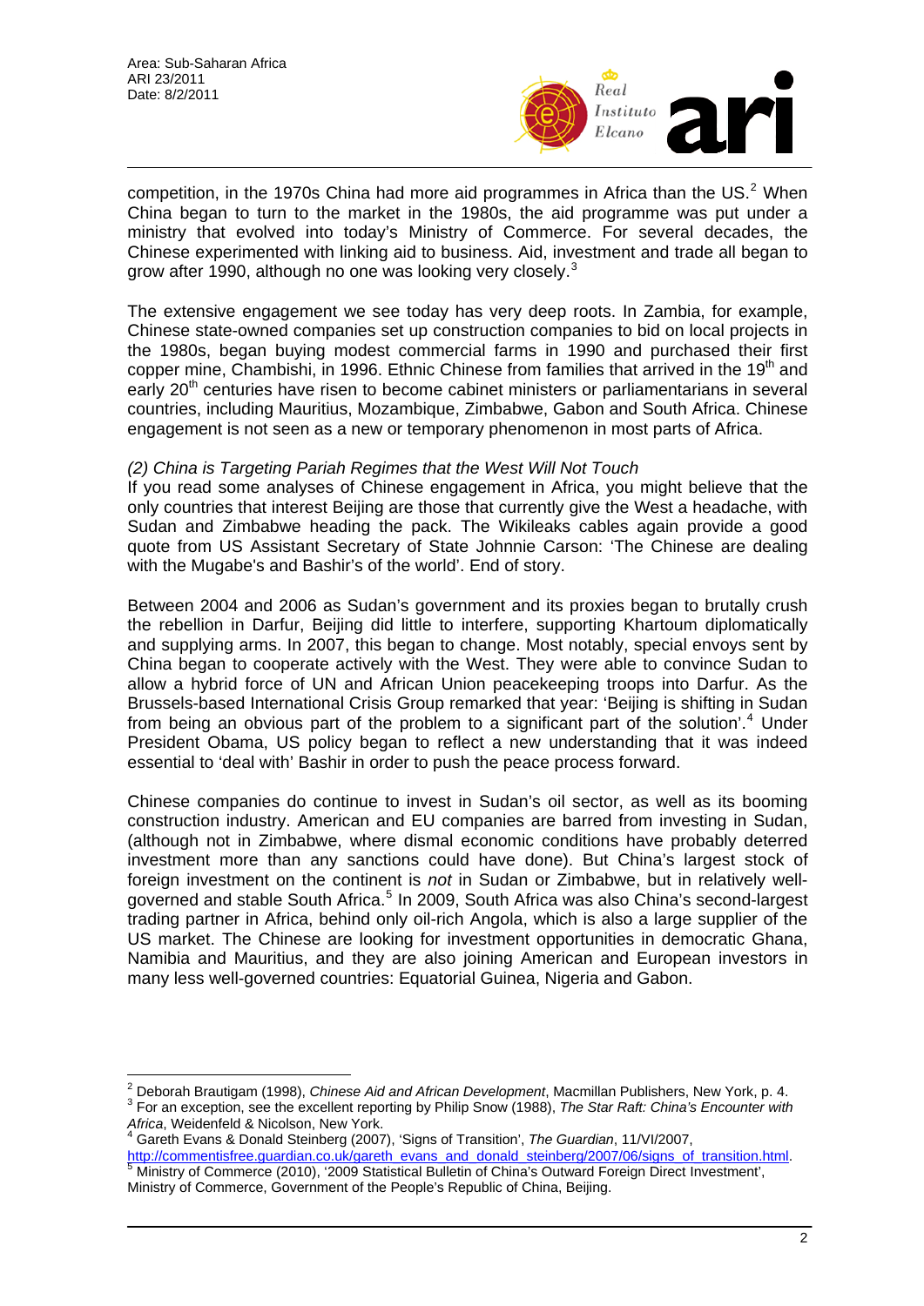competition, in the 1970s China had more aid programmes in Africa than the US.[2] When China began to turn to the market in the 1980s, the aid programme was put under a ministry that evolved into today's Ministry of Commerce. For several decades, the Chinese experimented with linking aid to business. Aid, investment and trade all began to grow after 1990, although no one was looking very closely.[3]

The extensive engagement we see today has very deep roots. In Zambia, for example, Chinese state-owned companies set up construction companies to bid on local projects in the 1980s, began buying modest commercial farms in 1990 and purchased their first copper mine, Chambishi, in 1996. Ethnic Chinese from families that arrived in the 19th and early 20th centuries have risen to become cabinet ministers or parliamentarians in several countries, including Mauritius, Mozambique, Zimbabwe, Gabon and South Africa. Chinese engagement is not seen as a new or temporary phenomenon in most parts of Africa.

*(2) China is Targeting Pariah Regimes that the West Will Not Touch*

If you read some analyses of Chinese engagement in Africa, you might believe that the only countries that interest Beijing are those that currently give the West a headache, with Sudan and Zimbabwe heading the pack. The Wikileaks cables again provide a good quote from US Assistant Secretary of State Johnnie Carson: 'The Chinese are dealing with the Mugabe's and Bashir's of the world'. End of story.

Between 2004 and 2006 as Sudan's government and its proxies began to brutally crush the rebellion in Darfur, Beijing did little to interfere, supporting Khartoum diplomatically and supplying arms. In 2007, this began to change. Most notably, special envoys sent by China began to cooperate actively with the West. They were able to convince Sudan to allow a hybrid force of UN and African Union peacekeeping troops into Darfur. As the Brussels-based International Crisis Group remarked that year: 'Beijing is shifting in Sudan from being an obvious part of the problem to a significant part of the solution'.[4] Under President Obama, US policy began to reflect a new understanding that it was indeed essential to 'deal with' Bashir in order to push the peace process forward.

Chinese companies do continue to invest in Sudan's oil sector, as well as its booming construction industry. American and EU companies are barred from investing in Sudan, (although not in Zimbabwe, where dismal economic conditions have probably deterred investment more than any sanctions could have done). But China's largest stock of foreign investment on the continent is *not* in Sudan or Zimbabwe, but in relatively well-governed and stable South Africa.[5] In 2009, South Africa was also China's second-largest trading partner in Africa, behind only oil-rich Angola, which is also a large supplier of the US market. The Chinese are looking for investment opportunities in democratic Ghana, Namibia and Mauritius, and they are also joining American and European investors in many less well-governed countries: Equatorial Guinea, Nigeria and Gabon.

---

[2] Deborah Brautigam (1998), *Chinese Aid and African Development*, Macmillan Publishers, New York, p. 4.

[3] For an exception, see the excellent reporting by Philip Snow (1988), *The Star Raft: China's Encounter with Africa*, Weidenfeld & Nicolson, New York.

[4] Gareth Evans & Donald Steinberg (2007), 'Signs of Transition', *The Guardian*, 11/VI/2007, http://commentisfree.guardian.co.uk/gareth_evans_and_donald_steinberg/2007/06/signs_of_transition.html.

[5] Ministry of Commerce (2010), '2009 Statistical Bulletin of China's Outward Foreign Direct Investment', Ministry of Commerce, Government of the People's Republic of China, Beijing.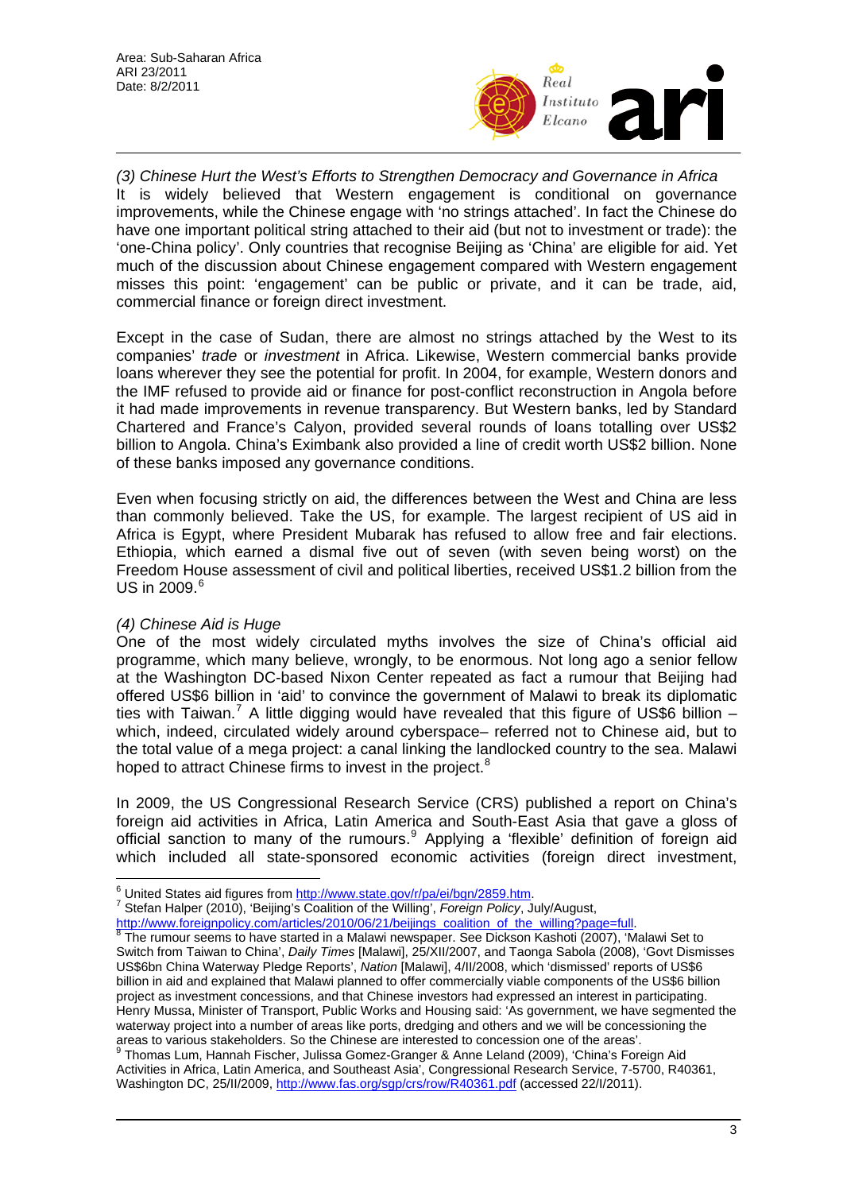*(3) Chinese Hurt the West's Efforts to Strengthen Democracy and Governance in Africa*
It is widely believed that Western engagement is conditional on governance improvements, while the Chinese engage with 'no strings attached'. In fact the Chinese do have one important political string attached to their aid (but not to investment or trade): the 'one-China policy'. Only countries that recognise Beijing as 'China' are eligible for aid. Yet much of the discussion about Chinese engagement compared with Western engagement misses this point: 'engagement' can be public or private, and it can be trade, aid, commercial finance or foreign direct investment.

Except in the case of Sudan, there are almost no strings attached by the West to its companies' *trade* or *investment* in Africa. Likewise, Western commercial banks provide loans wherever they see the potential for profit. In 2004, for example, Western donors and the IMF refused to provide aid or finance for post-conflict reconstruction in Angola before it had made improvements in revenue transparency. But Western banks, led by Standard Chartered and France's Calyon, provided several rounds of loans totalling over US$2 billion to Angola. China's Eximbank also provided a line of credit worth US$2 billion. None of these banks imposed any governance conditions.

Even when focusing strictly on aid, the differences between the West and China are less than commonly believed. Take the US, for example. The largest recipient of US aid in Africa is Egypt, where President Mubarak has refused to allow free and fair elections. Ethiopia, which earned a dismal five out of seven (with seven being worst) on the Freedom House assessment of civil and political liberties, received US$1.2 billion from the US in 2009.[6]

*(4) Chinese Aid is Huge*
One of the most widely circulated myths involves the size of China's official aid programme, which many believe, wrongly, to be enormous. Not long ago a senior fellow at the Washington DC-based Nixon Center repeated as fact a rumour that Beijing had offered US$6 billion in 'aid' to convince the government of Malawi to break its diplomatic ties with Taiwan.[7] A little digging would have revealed that this figure of US$6 billion – which, indeed, circulated widely around cyberspace– referred not to Chinese aid, but to the total value of a mega project: a canal linking the landlocked country to the sea. Malawi hoped to attract Chinese firms to invest in the project.[8]

In 2009, the US Congressional Research Service (CRS) published a report on China's foreign aid activities in Africa, Latin America and South-East Asia that gave a gloss of official sanction to many of the rumours.[9] Applying a 'flexible' definition of foreign aid which included all state-sponsored economic activities (foreign direct investment,

---

[6] United States aid figures from http://www.state.gov/r/pa/ei/bgn/2859.htm.

[7] Stefan Halper (2010), 'Beijing's Coalition of the Willing', *Foreign Policy*, July/August, http://www.foreignpolicy.com/articles/2010/06/21/beijings_coalition_of_the_willing?page=full.

[8] The rumour seems to have started in a Malawi newspaper. See Dickson Kashoti (2007), 'Malawi Set to Switch from Taiwan to China', *Daily Times* [Malawi], 25/XII/2007, and Taonga Sabola (2008), 'Govt Dismisses US$6bn China Waterway Pledge Reports', *Nation* [Malawi], 4/II/2008, which 'dismissed' reports of US$6 billion in aid and explained that Malawi planned to offer commercially viable components of the US$6 billion project as investment concessions, and that Chinese investors had expressed an interest in participating. Henry Mussa, Minister of Transport, Public Works and Housing said: 'As government, we have segmented the waterway project into a number of areas like ports, dredging and others and we will be concessioning the areas to various stakeholders. So the Chinese are interested to concession one of the areas'.

[9] Thomas Lum, Hannah Fischer, Julissa Gomez-Granger & Anne Leland (2009), 'China's Foreign Aid Activities in Africa, Latin America, and Southeast Asia', Congressional Research Service, 7-5700, R40361, Washington DC, 25/II/2009, http://www.fas.org/sgp/crs/row/R40361.pdf (accessed 22/I/2011).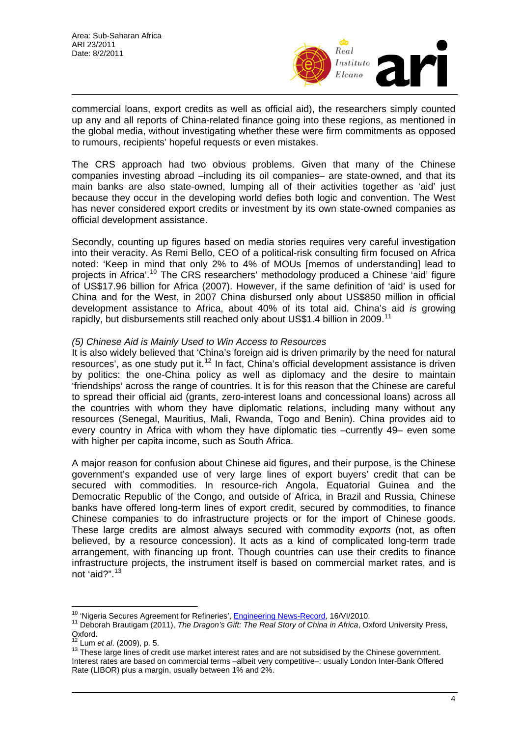commercial loans, export credits as well as official aid), the researchers simply counted up any and all reports of China-related finance going into these regions, as mentioned in the global media, without investigating whether these were firm commitments as opposed to rumours, recipients' hopeful requests or even mistakes.

The CRS approach had two obvious problems. Given that many of the Chinese companies investing abroad –including its oil companies– are state-owned, and that its main banks are also state-owned, lumping all of their activities together as 'aid' just because they occur in the developing world defies both logic and convention. The West has never considered export credits or investment by its own state-owned companies as official development assistance.

Secondly, counting up figures based on media stories requires very careful investigation into their veracity. As Remi Bello, CEO of a political-risk consulting firm focused on Africa noted: 'Keep in mind that only 2% to 4% of MOUs [memos of understanding] lead to projects in Africa'.[10] The CRS researchers' methodology produced a Chinese 'aid' figure of US$17.96 billion for Africa (2007). However, if the same definition of 'aid' is used for China and for the West, in 2007 China disbursed only about US$850 million in official development assistance to Africa, about 40% of its total aid. China's aid *is* growing rapidly, but disbursements still reached only about US$1.4 billion in 2009.[11]

*(5) Chinese Aid is Mainly Used to Win Access to Resources*

It is also widely believed that 'China's foreign aid is driven primarily by the need for natural resources', as one study put it.[12] In fact, China's official development assistance is driven by politics: the one-China policy as well as diplomacy and the desire to maintain 'friendships' across the range of countries. It is for this reason that the Chinese are careful to spread their official aid (grants, zero-interest loans and concessional loans) across all the countries with whom they have diplomatic relations, including many without any resources (Senegal, Mauritius, Mali, Rwanda, Togo and Benin). China provides aid to every country in Africa with whom they have diplomatic ties –currently 49– even some with higher per capita income, such as South Africa.

A major reason for confusion about Chinese aid figures, and their purpose, is the Chinese government's expanded use of very large lines of export buyers' credit that can be secured with commodities. In resource-rich Angola, Equatorial Guinea and the Democratic Republic of the Congo, and outside of Africa, in Brazil and Russia, Chinese banks have offered long-term lines of export credit, secured by commodities, to finance Chinese companies to do infrastructure projects or for the import of Chinese goods. These large credits are almost always secured with commodity *exports* (not, as often believed, by a resource concession). It acts as a kind of complicated long-term trade arrangement, with financing up front. Though countries can use their credits to finance infrastructure projects, the instrument itself is based on commercial market rates, and is not 'aid?".[13]

---

[10] 'Nigeria Secures Agreement for Refineries', Engineering News-Record, 16/VI/2010.

[11] Deborah Brautigam (2011), *The Dragon's Gift: The Real Story of China in Africa*, Oxford University Press, Oxford.

[12] Lum *et al*. (2009), p. 5.

[13] These large lines of credit use market interest rates and are not subsidised by the Chinese government. Interest rates are based on commercial terms –albeit very competitive–: usually London Inter-Bank Offered Rate (LIBOR) plus a margin, usually between 1% and 2%.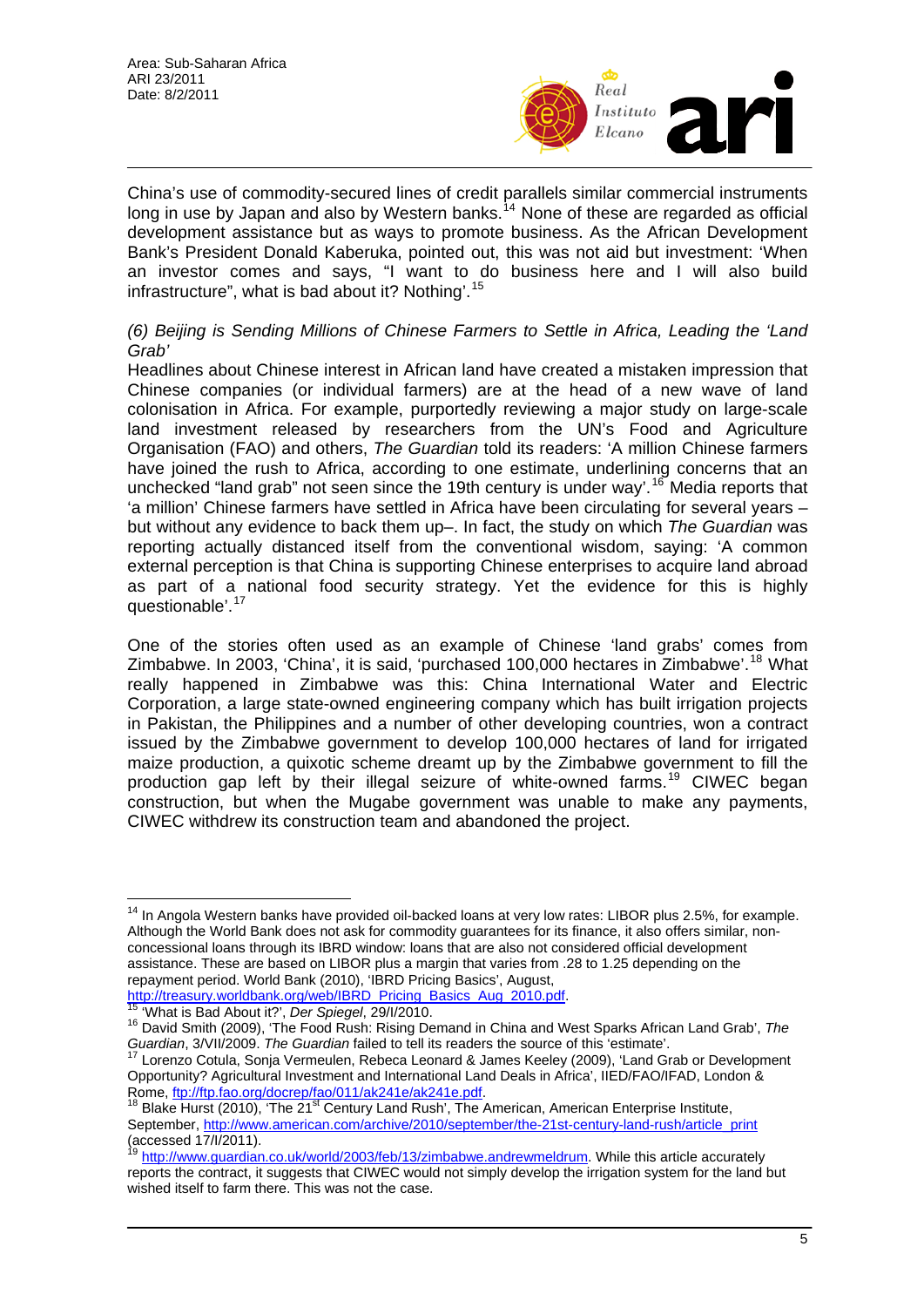China's use of commodity-secured lines of credit parallels similar commercial instruments long in use by Japan and also by Western banks.[14] None of these are regarded as official development assistance but as ways to promote business. As the African Development Bank's President Donald Kaberuka, pointed out, this was not aid but investment: 'When an investor comes and says, "I want to do business here and I will also build infrastructure", what is bad about it? Nothing'.[15]

*(6) Beijing is Sending Millions of Chinese Farmers to Settle in Africa, Leading the 'Land Grab'*

Headlines about Chinese interest in African land have created a mistaken impression that Chinese companies (or individual farmers) are at the head of a new wave of land colonisation in Africa. For example, purportedly reviewing a major study on large-scale land investment released by researchers from the UN's Food and Agriculture Organisation (FAO) and others, *The Guardian* told its readers: 'A million Chinese farmers have joined the rush to Africa, according to one estimate, underlining concerns that an unchecked "land grab" not seen since the 19th century is under way'.[16] Media reports that 'a million' Chinese farmers have settled in Africa have been circulating for several years –but without any evidence to back them up–. In fact, the study on which *The Guardian* was reporting actually distanced itself from the conventional wisdom, saying: 'A common external perception is that China is supporting Chinese enterprises to acquire land abroad as part of a national food security strategy. Yet the evidence for this is highly questionable'.[17]

One of the stories often used as an example of Chinese 'land grabs' comes from Zimbabwe. In 2003, 'China', it is said, 'purchased 100,000 hectares in Zimbabwe'.[18] What really happened in Zimbabwe was this: China International Water and Electric Corporation, a large state-owned engineering company which has built irrigation projects in Pakistan, the Philippines and a number of other developing countries, won a contract issued by the Zimbabwe government to develop 100,000 hectares of land for irrigated maize production, a quixotic scheme dreamt up by the Zimbabwe government to fill the production gap left by their illegal seizure of white-owned farms.[19] CIWEC began construction, but when the Mugabe government was unable to make any payments, CIWEC withdrew its construction team and abandoned the project.

---

[14] In Angola Western banks have provided oil-backed loans at very low rates: LIBOR plus 2.5%, for example. Although the World Bank does not ask for commodity guarantees for its finance, it also offers similar, non-concessional loans through its IBRD window: loans that are also not considered official development assistance. These are based on LIBOR plus a margin that varies from .28 to 1.25 depending on the repayment period. World Bank (2010), 'IBRD Pricing Basics', August, http://treasury.worldbank.org/web/IBRD_Pricing_Basics_Aug_2010.pdf.

[15] 'What is Bad About it?', *Der Spiegel*, 29/I/2010.

[16] David Smith (2009), 'The Food Rush: Rising Demand in China and West Sparks African Land Grab', *The Guardian*, 3/VII/2009. *The Guardian* failed to tell its readers the source of this 'estimate'.

[17] Lorenzo Cotula, Sonja Vermeulen, Rebeca Leonard & James Keeley (2009), 'Land Grab or Development Opportunity? Agricultural Investment and International Land Deals in Africa', IIED/FAO/IFAD, London & Rome, ftp://ftp.fao.org/docrep/fao/011/ak241e/ak241e.pdf.

[18] Blake Hurst (2010), 'The 21st Century Land Rush', The American, American Enterprise Institute, September, http://www.american.com/archive/2010/september/the-21st-century-land-rush/article_print (accessed 17/I/2011).

[19] http://www.guardian.co.uk/world/2003/feb/13/zimbabwe.andrewmeldrum. While this article accurately reports the contract, it suggests that CIWEC would not simply develop the irrigation system for the land but wished itself to farm there. This was not the case.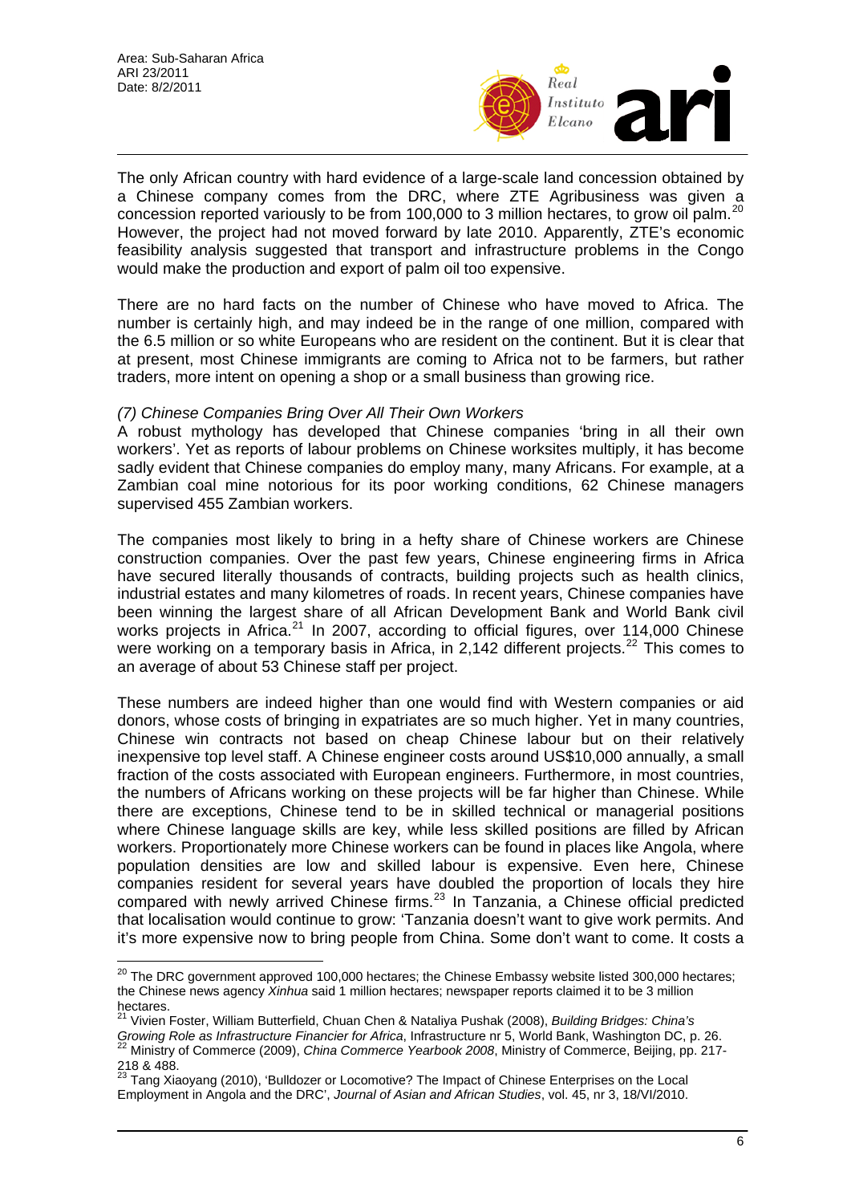The only African country with hard evidence of a large-scale land concession obtained by a Chinese company comes from the DRC, where ZTE Agribusiness was given a concession reported variously to be from 100,000 to 3 million hectares, to grow oil palm.[20] However, the project had not moved forward by late 2010. Apparently, ZTE's economic feasibility analysis suggested that transport and infrastructure problems in the Congo would make the production and export of palm oil too expensive.

There are no hard facts on the number of Chinese who have moved to Africa. The number is certainly high, and may indeed be in the range of one million, compared with the 6.5 million or so white Europeans who are resident on the continent. But it is clear that at present, most Chinese immigrants are coming to Africa not to be farmers, but rather traders, more intent on opening a shop or a small business than growing rice.

*(7) Chinese Companies Bring Over All Their Own Workers*

A robust mythology has developed that Chinese companies 'bring in all their own workers'. Yet as reports of labour problems on Chinese worksites multiply, it has become sadly evident that Chinese companies do employ many, many Africans. For example, at a Zambian coal mine notorious for its poor working conditions, 62 Chinese managers supervised 455 Zambian workers.

The companies most likely to bring in a hefty share of Chinese workers are Chinese construction companies. Over the past few years, Chinese engineering firms in Africa have secured literally thousands of contracts, building projects such as health clinics, industrial estates and many kilometres of roads. In recent years, Chinese companies have been winning the largest share of all African Development Bank and World Bank civil works projects in Africa.[21] In 2007, according to official figures, over 114,000 Chinese were working on a temporary basis in Africa, in 2,142 different projects.[22] This comes to an average of about 53 Chinese staff per project.

These numbers are indeed higher than one would find with Western companies or aid donors, whose costs of bringing in expatriates are so much higher. Yet in many countries, Chinese win contracts not based on cheap Chinese labour but on their relatively inexpensive top level staff. A Chinese engineer costs around US$10,000 annually, a small fraction of the costs associated with European engineers. Furthermore, in most countries, the numbers of Africans working on these projects will be far higher than Chinese. While there are exceptions, Chinese tend to be in skilled technical or managerial positions where Chinese language skills are key, while less skilled positions are filled by African workers. Proportionately more Chinese workers can be found in places like Angola, where population densities are low and skilled labour is expensive. Even here, Chinese companies resident for several years have doubled the proportion of locals they hire compared with newly arrived Chinese firms.[23] In Tanzania, a Chinese official predicted that localisation would continue to grow: 'Tanzania doesn't want to give work permits. And it's more expensive now to bring people from China. Some don't want to come. It costs a

---

[20] The DRC government approved 100,000 hectares; the Chinese Embassy website listed 300,000 hectares; the Chinese news agency *Xinhua* said 1 million hectares; newspaper reports claimed it to be 3 million hectares.

[21] Vivien Foster, William Butterfield, Chuan Chen & Nataliya Pushak (2008), *Building Bridges: China's Growing Role as Infrastructure Financier for Africa*, Infrastructure nr 5, World Bank, Washington DC, p. 26.

[22] Ministry of Commerce (2009), *China Commerce Yearbook 2008*, Ministry of Commerce, Beijing, pp. 217-218 & 488.

[23] Tang Xiaoyang (2010), 'Bulldozer or Locomotive? The Impact of Chinese Enterprises on the Local Employment in Angola and the DRC', *Journal of Asian and African Studies*, vol. 45, nr 3, 18/VI/2010.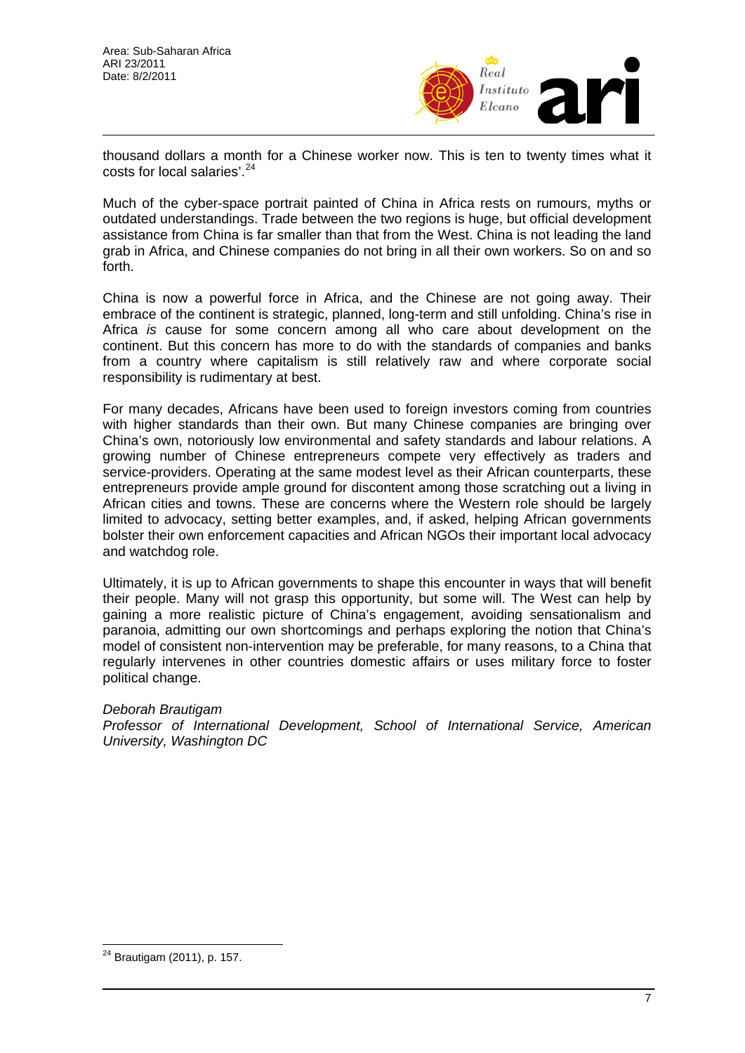thousand dollars a month for a Chinese worker now. This is ten to twenty times what it costs for local salaries'.[24]

Much of the cyber-space portrait painted of China in Africa rests on rumours, myths or outdated understandings. Trade between the two regions is huge, but official development assistance from China is far smaller than that from the West. China is not leading the land grab in Africa, and Chinese companies do not bring in all their own workers. So on and so forth.

China is now a powerful force in Africa, and the Chinese are not going away. Their embrace of the continent is strategic, planned, long-term and still unfolding. China's rise in Africa *is* cause for some concern among all who care about development on the continent. But this concern has more to do with the standards of companies and banks from a country where capitalism is still relatively raw and where corporate social responsibility is rudimentary at best.

For many decades, Africans have been used to foreign investors coming from countries with higher standards than their own. But many Chinese companies are bringing over China's own, notoriously low environmental and safety standards and labour relations. A growing number of Chinese entrepreneurs compete very effectively as traders and service-providers. Operating at the same modest level as their African counterparts, these entrepreneurs provide ample ground for discontent among those scratching out a living in African cities and towns. These are concerns where the Western role should be largely limited to advocacy, setting better examples, and, if asked, helping African governments bolster their own enforcement capacities and African NGOs their important local advocacy and watchdog role.

Ultimately, it is up to African governments to shape this encounter in ways that will benefit their people. Many will not grasp this opportunity, but some will. The West can help by gaining a more realistic picture of China's engagement, avoiding sensationalism and paranoia, admitting our own shortcomings and perhaps exploring the notion that China's model of consistent non-intervention may be preferable, for many reasons, to a China that regularly intervenes in other countries domestic affairs or uses military force to foster political change.

*Deborah Brautigam*
*Professor of International Development, School of International Service, American University, Washington DC*

---

[24] Brautigam (2011), p. 157.